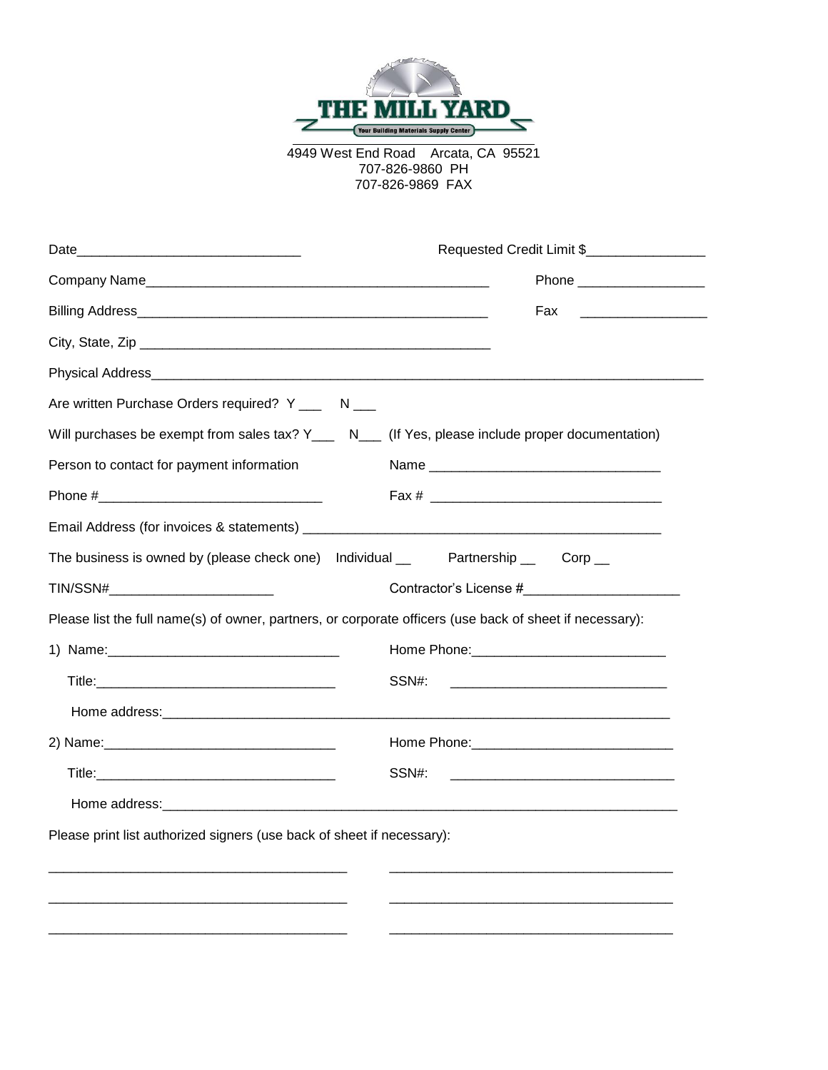# THE MILL YARD

Your Building Materials Supply Center

4949 West End Road    Arcata, CA 95521
707-826-9860 PH
707-826-9869 FAX

Date______________________________    Requested Credit Limit $________________

Company Name______________________________________________    Phone _________________

Billing Address________________________________________________    Fax _________________

City, State, Zip _______________________________________________

Physical Address____________________________________________________________________________

Are written Purchase Orders required?  Y ___    N ___

Will purchases be exempt from sales tax? Y___    N___  (If Yes, please include proper documentation)

Person to contact for payment information    Name _______________________________

Phone #______________________________    Fax # _______________________________

Email Address (for invoices & statements) _________________________________________________

The business is owned by (please check one)   Individual __    Partnership __    Corp __

TIN/SSN#______________________    Contractor's License #_____________________

Please list the full name(s) of owner, partners, or corporate officers (use back of sheet if necessary):

1) Name:_______________________________    Home Phone:_________________________

Title:_______________________________    SSN#: _____________________________

Home address:_______________________________________________________________________

2) Name:_______________________________    Home Phone:__________________________

Title:_______________________________    SSN#: ______________________________

Home address:________________________________________________________________________

Please print list authorized signers (use back of sheet if necessary):

_______________________________________    _____________________________________

_______________________________________    _____________________________________

_______________________________________    _____________________________________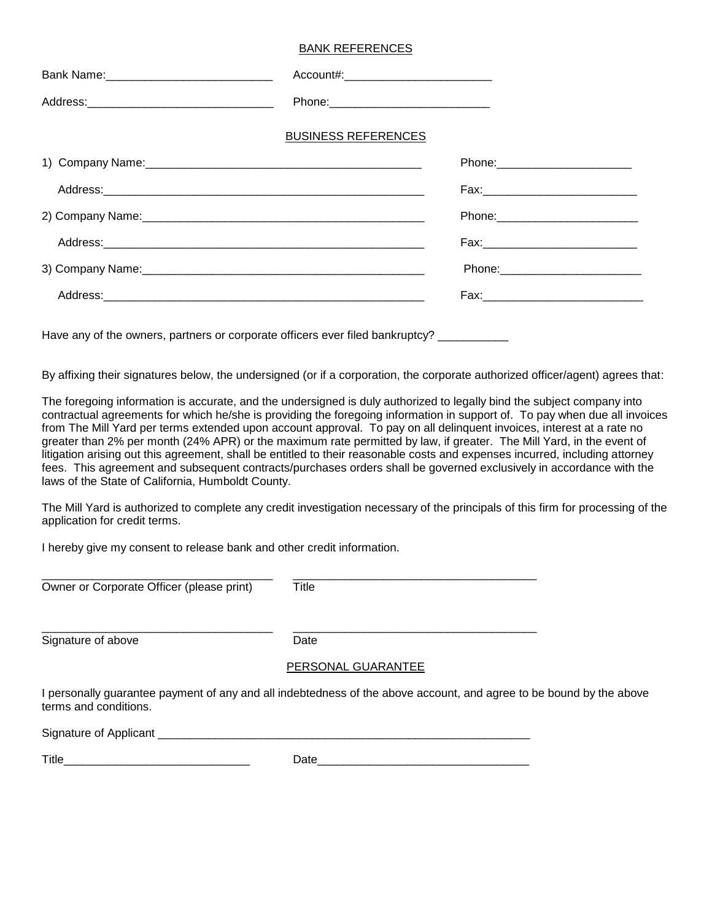## BANK REFERENCES

Bank Name:__________________________ Account#:_______________________

Address:_____________________________ Phone:_________________________

## BUSINESS REFERENCES

1) Company Name:____________________________________________ Phone:_____________________

Address:____________________________________________________ Fax:________________________

2) Company Name:_____________________________________________ Phone:______________________

Address:____________________________________________________ Fax:________________________

3) Company Name:_____________________________________________ Phone:______________________

Address:____________________________________________________ Fax:_________________________

Have any of the owners, partners or corporate officers ever filed bankruptcy? ___________

By affixing their signatures below, the undersigned (or if a corporation, the corporate authorized officer/agent) agrees that:

The foregoing information is accurate, and the undersigned is duly authorized to legally bind the subject company into contractual agreements for which he/she is providing the foregoing information in support of. To pay when due all invoices from The Mill Yard per terms extended upon account approval. To pay on all delinquent invoices, interest at a rate no greater than 2% per month (24% APR) or the maximum rate permitted by law, if greater. The Mill Yard, in the event of litigation arising out this agreement, shall be entitled to their reasonable costs and expenses incurred, including attorney fees. This agreement and subsequent contracts/purchases orders shall be governed exclusively in accordance with the laws of the State of California, Humboldt County.

The Mill Yard is authorized to complete any credit investigation necessary of the principals of this firm for processing of the application for credit terms.

I hereby give my consent to release bank and other credit information.

_____________________________________ _______________________________________

Owner or Corporate Officer (please print) Title

_____________________________________ _______________________________________

Signature of above Date

## PERSONAL GUARANTEE

I personally guarantee payment of any and all indebtedness of the above account, and agree to be bound by the above terms and conditions.

Signature of Applicant ____________________________________________________________

Title_____________________________ Date_________________________________